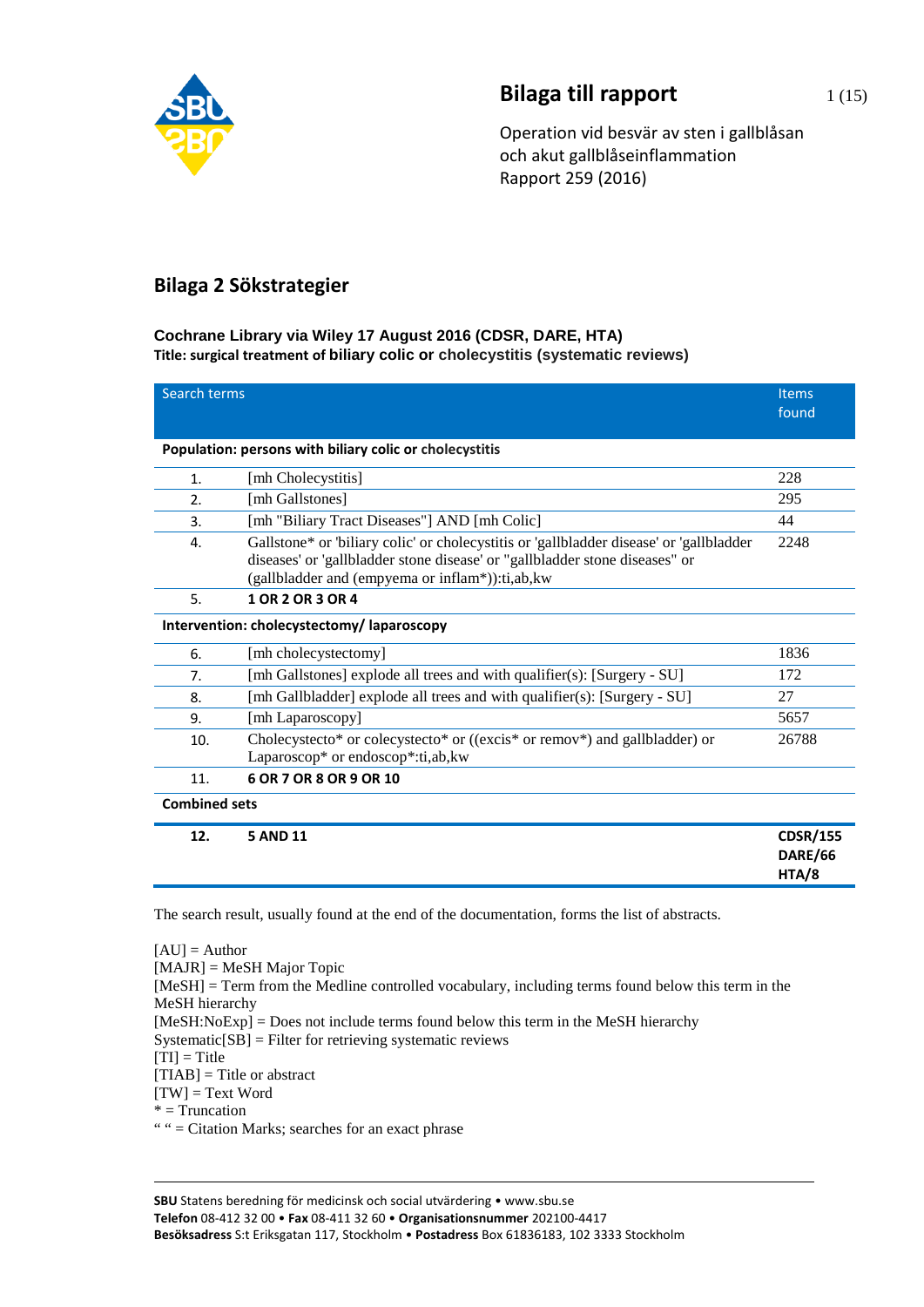# Bilaga till rapport

Operation vid besvär av sten i gallblåsan
och akut gallblåseinflammation
Rapport 259 (2016)

## Bilaga 2 Sökstrategier

**Cochrane Library via Wiley 17 August 2016 (CDSR, DARE, HTA)**
**Title: surgical treatment of biliary colic or cholecystitis (systematic reviews)**

| Search terms | | Items found |
|---|---|---|
| **Population: persons with biliary colic or cholecystitis** | | |
| 1. | [mh Cholecystitis] | 228 |
| 2. | [mh Gallstones] | 295 |
| 3. | [mh "Biliary Tract Diseases"] AND [mh Colic] | 44 |
| 4. | Gallstone* or 'biliary colic' or cholecystitis or 'gallbladder disease' or 'gallbladder diseases' or 'gallbladder stone disease' or "gallbladder stone diseases" or (gallbladder and (empyema or inflam*)):ti,ab,kw | 2248 |
| 5. | **1 OR 2 OR 3 OR 4** | |
| **Intervention: cholecystectomy/ laparoscopy** | | |
| 6. | [mh cholecystectomy] | 1836 |
| 7. | [mh Gallstones] explode all trees and with qualifier(s): [Surgery - SU] | 172 |
| 8. | [mh Gallbladder] explode all trees and with qualifier(s): [Surgery - SU] | 27 |
| 9. | [mh Laparoscopy] | 5657 |
| 10. | Cholecystecto* or colecystecto* or ((excis* or remov*) and gallbladder) or Laparoscop* or endoscop*:ti,ab,kw | 26788 |
| 11. | **6 OR 7 OR 8 OR 9 OR 10** | |
| **Combined sets** | | |
| **12.** | **5 AND 11** | **CDSR/155 DARE/66 HTA/8** |

The search result, usually found at the end of the documentation, forms the list of abstracts.

[AU] = Author
[MAJR] = MeSH Major Topic
[MeSH] = Term from the Medline controlled vocabulary, including terms found below this term in the MeSH hierarchy
[MeSH:NoExp] = Does not include terms found below this term in the MeSH hierarchy
Systematic[SB] = Filter for retrieving systematic reviews
[TI] = Title
[TIAB] = Title or abstract
[TW] = Text Word
* = Truncation
" " = Citation Marks; searches for an exact phrase

**SBU** Statens beredning för medicinsk och social utvärdering • www.sbu.se
**Telefon** 08-412 32 00 • **Fax** 08-411 32 60 • **Organisationsnummer** 202100-4417
**Besöksadress** S:t Eriksgatan 117, Stockholm • **Postadress** Box 61836183, 102 3333 Stockholm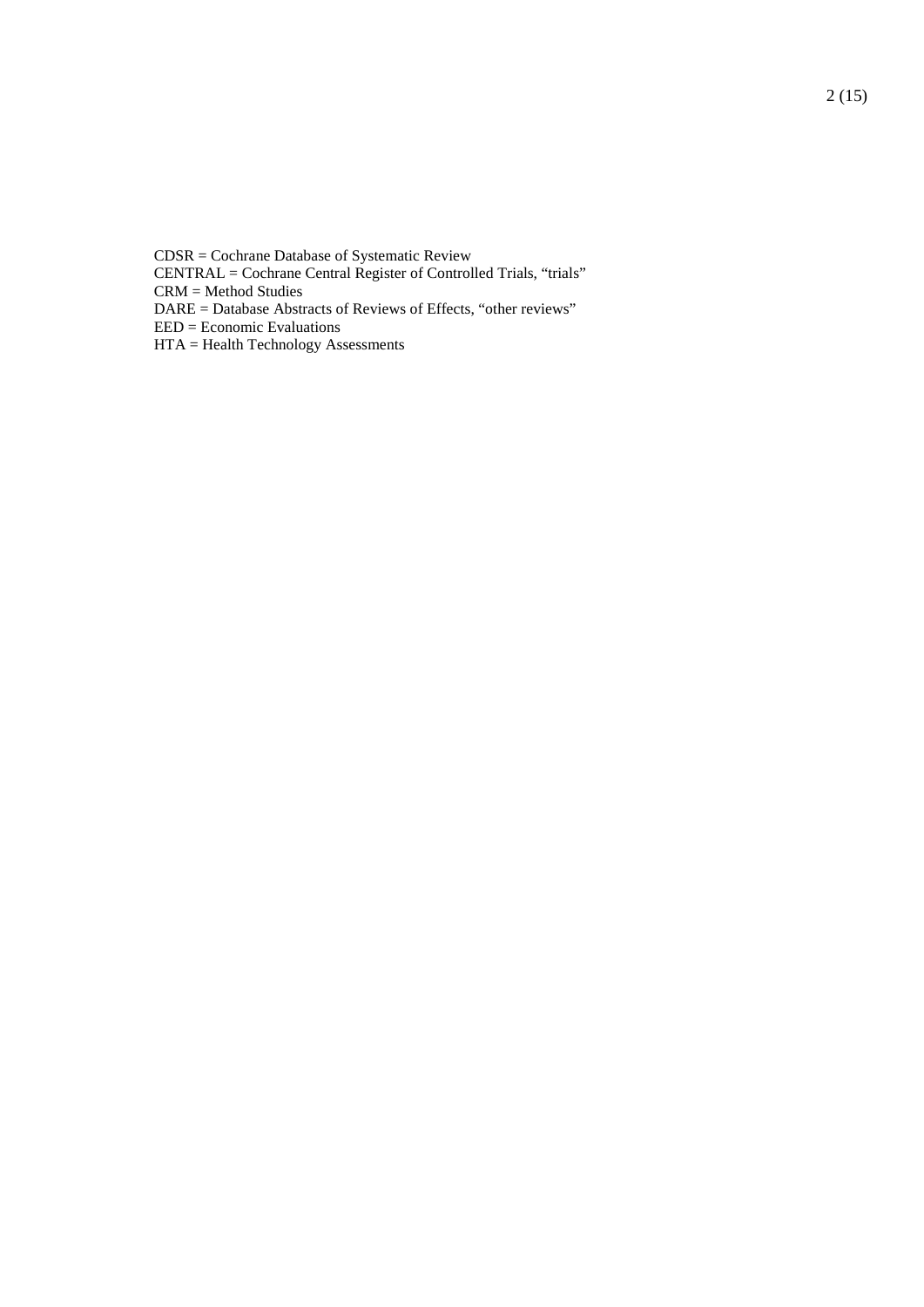CDSR = Cochrane Database of Systematic Review
CENTRAL = Cochrane Central Register of Controlled Trials, “trials”
CRM = Method Studies
DARE = Database Abstracts of Reviews of Effects, “other reviews”
EED = Economic Evaluations
HTA = Health Technology Assessments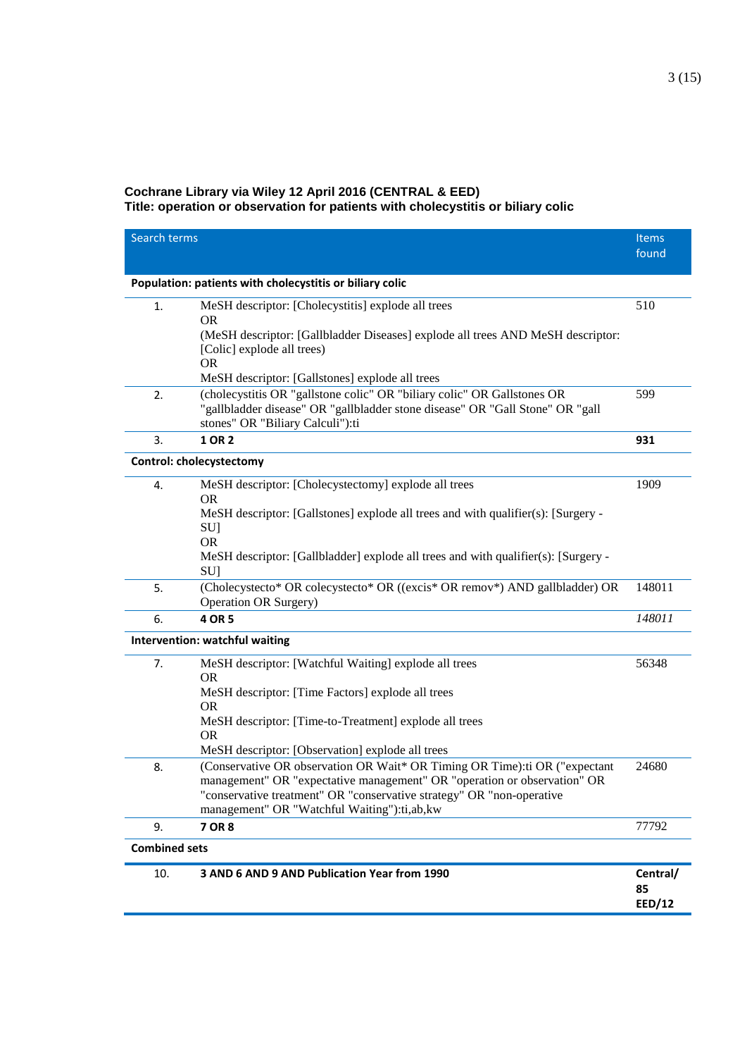**Cochrane Library via Wiley 12 April 2016 (CENTRAL & EED)**
**Title: operation or observation for patients with cholecystitis or biliary colic**

| | Search terms | Items found |
|---|---|---|
| **Population: patients with cholecystitis or biliary colic** | | |
| 1. | MeSH descriptor: [Cholecystitis] explode all trees<br>OR<br>(MeSH descriptor: [Gallbladder Diseases] explode all trees AND MeSH descriptor: [Colic] explode all trees)<br>OR<br>MeSH descriptor: [Gallstones] explode all trees | 510 |
| 2. | (cholecystitis OR "gallstone colic" OR "biliary colic" OR Gallstones OR "gallbladder disease" OR "gallbladder stone disease" OR "Gall Stone" OR "gall stones" OR "Biliary Calculi"):ti | 599 |
| 3. | **1 OR 2** | **931** |
| **Control: cholecystectomy** | | |
| 4. | MeSH descriptor: [Cholecystectomy] explode all trees<br>OR<br>MeSH descriptor: [Gallstones] explode all trees and with qualifier(s): [Surgery - SU]<br>OR<br>MeSH descriptor: [Gallbladder] explode all trees and with qualifier(s): [Surgery - SU] | 1909 |
| 5. | (Cholecystecto* OR colecystecto* OR ((excis* OR remov*) AND gallbladder) OR Operation OR Surgery) | 148011 |
| 6. | **4 OR 5** | *148011* |
| **Intervention: watchful waiting** | | |
| 7. | MeSH descriptor: [Watchful Waiting] explode all trees<br>OR<br>MeSH descriptor: [Time Factors] explode all trees<br>OR<br>MeSH descriptor: [Time-to-Treatment] explode all trees<br>OR<br>MeSH descriptor: [Observation] explode all trees | 56348 |
| 8. | (Conservative OR observation OR Wait* OR Timing OR Time):ti OR ("expectant management" OR "expectative management" OR "operation or observation" OR "conservative treatment" OR "conservative strategy" OR "non-operative management" OR "Watchful Waiting"):ti,ab,kw | 24680 |
| 9. | **7 OR 8** | 77792 |
| **Combined sets** | | |
| 10. | **3 AND 6 AND 9 AND Publication Year from 1990** | **Central/ 85**<br>**EED/12** |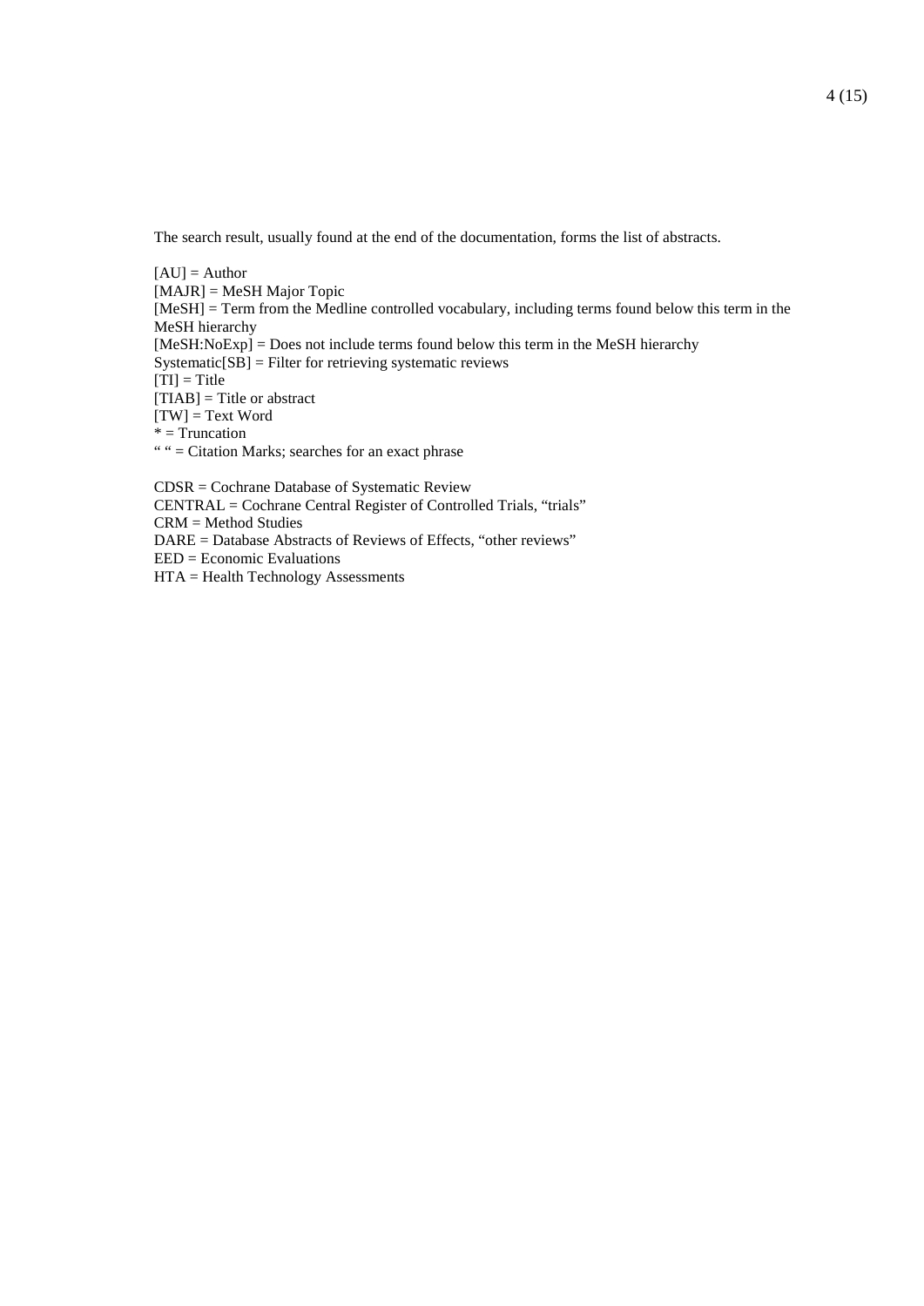The search result, usually found at the end of the documentation, forms the list of abstracts.

[AU] = Author
[MAJR] = MeSH Major Topic
[MeSH] = Term from the Medline controlled vocabulary, including terms found below this term in the MeSH hierarchy
[MeSH:NoExp] = Does not include terms found below this term in the MeSH hierarchy
Systematic[SB] = Filter for retrieving systematic reviews
[TI] = Title
[TIAB] = Title or abstract
[TW] = Text Word
* = Truncation
" " = Citation Marks; searches for an exact phrase

CDSR = Cochrane Database of Systematic Review
CENTRAL = Cochrane Central Register of Controlled Trials, "trials"
CRM = Method Studies
DARE = Database Abstracts of Reviews of Effects, "other reviews"
EED = Economic Evaluations
HTA = Health Technology Assessments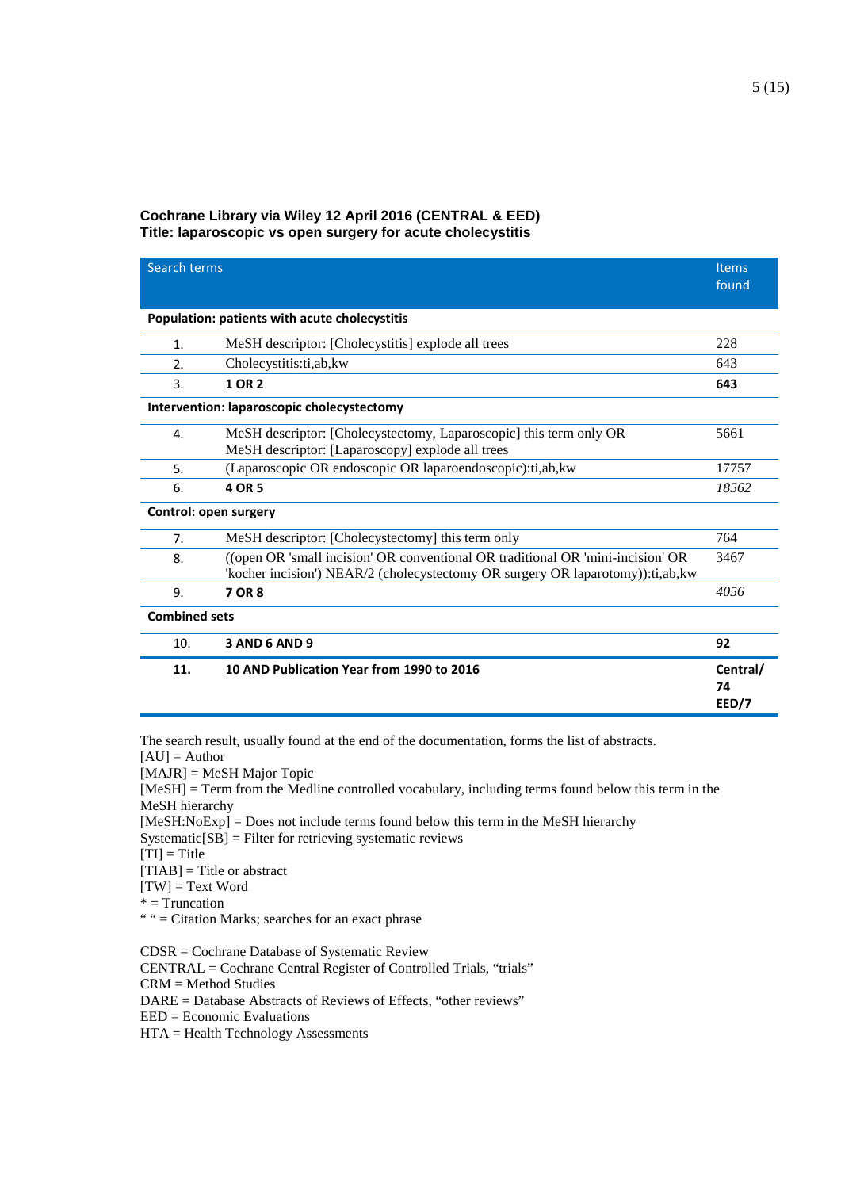**Cochrane Library via Wiley 12 April 2016 (CENTRAL & EED)**
**Title: laparoscopic vs open surgery for acute cholecystitis**

| | Search terms | Items found |
|---|---|---|
| **Population: patients with acute cholecystitis** | | |
| 1. | MeSH descriptor: [Cholecystitis] explode all trees | 228 |
| 2. | Cholecystitis:ti,ab,kw | 643 |
| 3. | **1 OR 2** | **643** |
| **Intervention: laparoscopic cholecystectomy** | | |
| 4. | MeSH descriptor: [Cholecystectomy, Laparoscopic] this term only OR MeSH descriptor: [Laparoscopy] explode all trees | 5661 |
| 5. | (Laparoscopic OR endoscopic OR laparoendoscopic):ti,ab,kw | 17757 |
| 6. | **4 OR 5** | *18562* |
| **Control: open surgery** | | |
| 7. | MeSH descriptor: [Cholecystectomy] this term only | 764 |
| 8. | ((open OR 'small incision' OR conventional OR traditional OR 'mini-incision' OR 'kocher incision') NEAR/2 (cholecystectomy OR surgery OR laparotomy)):ti,ab,kw | 3467 |
| 9. | **7 OR 8** | *4056* |
| **Combined sets** | | |
| 10. | **3 AND 6 AND 9** | **92** |
| **11.** | **10 AND Publication Year from 1990 to 2016** | **Central/ 74 EED/7** |

The search result, usually found at the end of the documentation, forms the list of abstracts.
[AU] = Author
[MAJR] = MeSH Major Topic
[MeSH] = Term from the Medline controlled vocabulary, including terms found below this term in the MeSH hierarchy
[MeSH:NoExp] = Does not include terms found below this term in the MeSH hierarchy
Systematic[SB] = Filter for retrieving systematic reviews
[TI] = Title
[TIAB] = Title or abstract
[TW] = Text Word
* = Truncation
" " = Citation Marks; searches for an exact phrase

CDSR = Cochrane Database of Systematic Review
CENTRAL = Cochrane Central Register of Controlled Trials, "trials"
CRM = Method Studies
DARE = Database Abstracts of Reviews of Effects, "other reviews"
EED = Economic Evaluations
HTA = Health Technology Assessments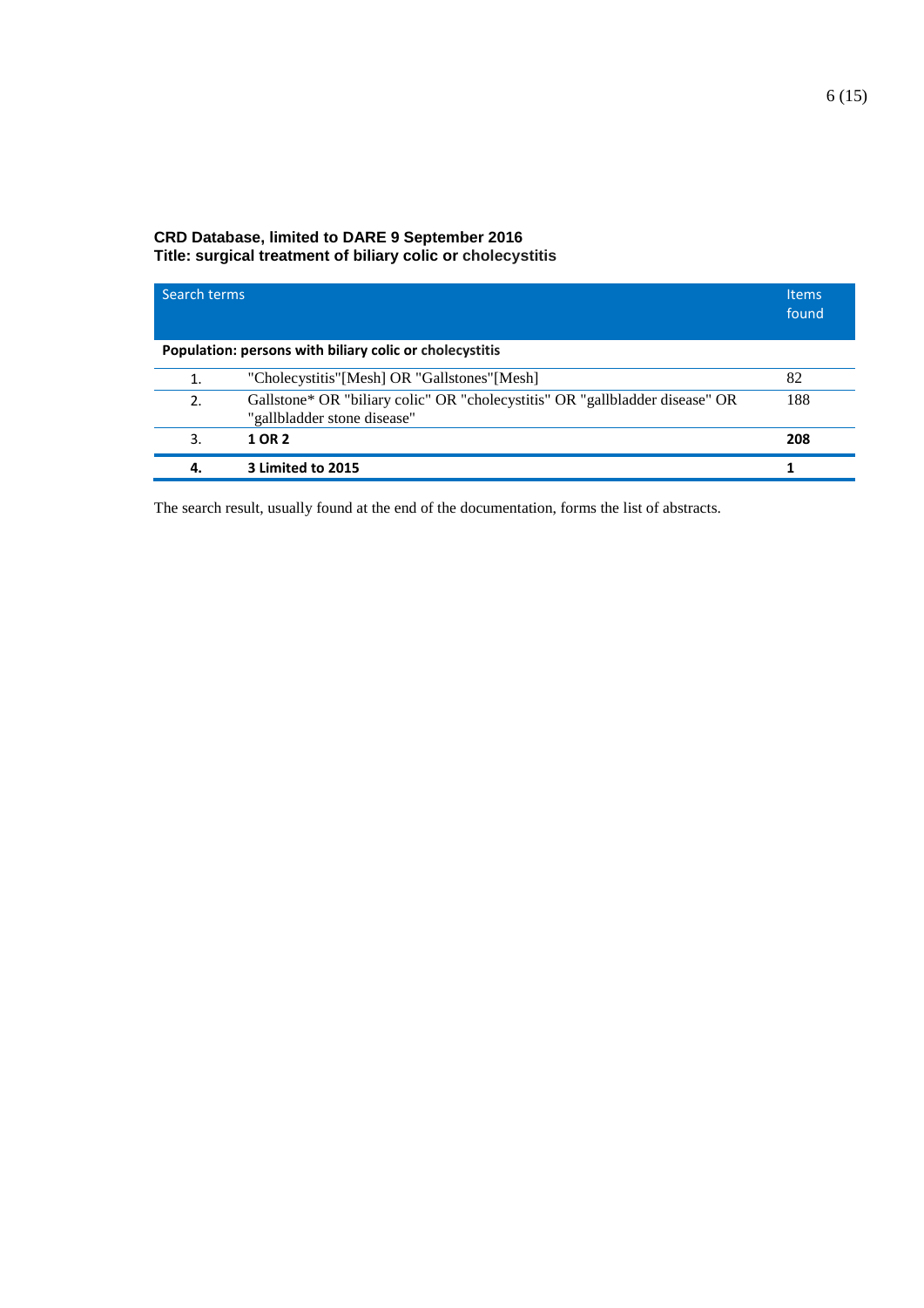**CRD Database, limited to DARE 9 September 2016**
**Title: surgical treatment of biliary colic or cholecystitis**

| | Search terms | Items found |
|---|---|---|
| **Population: persons with biliary colic or cholecystitis** | | |
| 1. | "Cholecystitis"[Mesh] OR "Gallstones"[Mesh] | 82 |
| 2. | Gallstone* OR "biliary colic" OR "cholecystitis" OR "gallbladder disease" OR "gallbladder stone disease" | 188 |
| 3. | **1 OR 2** | **208** |
| **4.** | **3 Limited to 2015** | **1** |

The search result, usually found at the end of the documentation, forms the list of abstracts.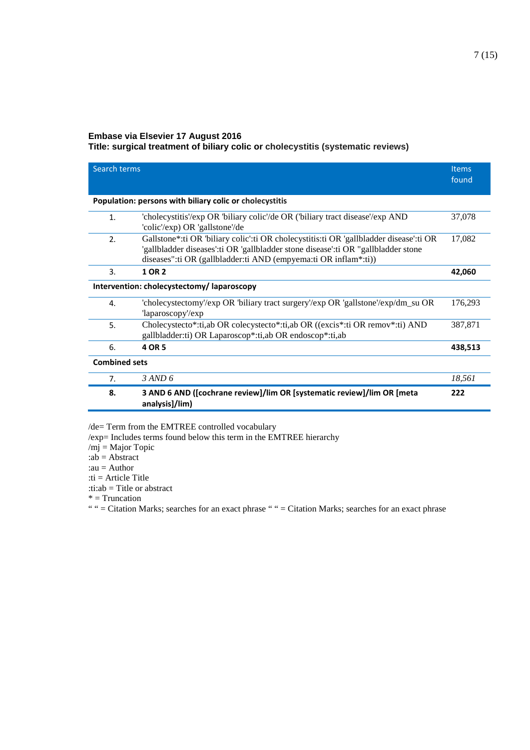**Embase via Elsevier 17 August 2016**
**Title: surgical treatment of biliary colic or cholecystitis (systematic reviews)**

| Search terms | | Items found |
|---|---|---|
| **Population: persons with biliary colic or cholecystitis** | | |
| 1. | 'cholecystitis'/exp OR 'biliary colic'/de OR ('biliary tract disease'/exp AND 'colic'/exp) OR 'gallstone'/de | 37,078 |
| 2. | Gallstone*:ti OR 'biliary colic':ti OR cholecystitis:ti OR 'gallbladder disease':ti OR 'gallbladder diseases':ti OR 'gallbladder stone disease':ti OR "gallbladder stone diseases":ti OR (gallbladder:ti AND (empyema:ti OR inflam*:ti)) | 17,082 |
| 3. | **1 OR 2** | **42,060** |
| **Intervention: cholecystectomy/ laparoscopy** | | |
| 4. | 'cholecystectomy'/exp OR 'biliary tract surgery'/exp OR 'gallstone'/exp/dm_su OR 'laparoscopy'/exp | 176,293 |
| 5. | Cholecystecto*:ti,ab OR colecystecto*:ti,ab OR ((excis*:ti OR remov*:ti) AND gallbladder:ti) OR Laparoscop*:ti,ab OR endoscop*:ti,ab | 387,871 |
| 6. | **4 OR 5** | **438,513** |
| **Combined sets** | | |
| 7. | *3 AND 6* | *18,561* |
| **8.** | **3 AND 6 AND ([cochrane review]/lim OR [systematic review]/lim OR [meta analysis]/lim)** | **222** |

/de= Term from the EMTREE controlled vocabulary
/exp= Includes terms found below this term in the EMTREE hierarchy
/mj = Major Topic
:ab = Abstract
:au = Author
:ti = Article Title
:ti:ab = Title or abstract
* = Truncation
“ “ = Citation Marks; searches for an exact phrase “ “ = Citation Marks; searches for an exact phrase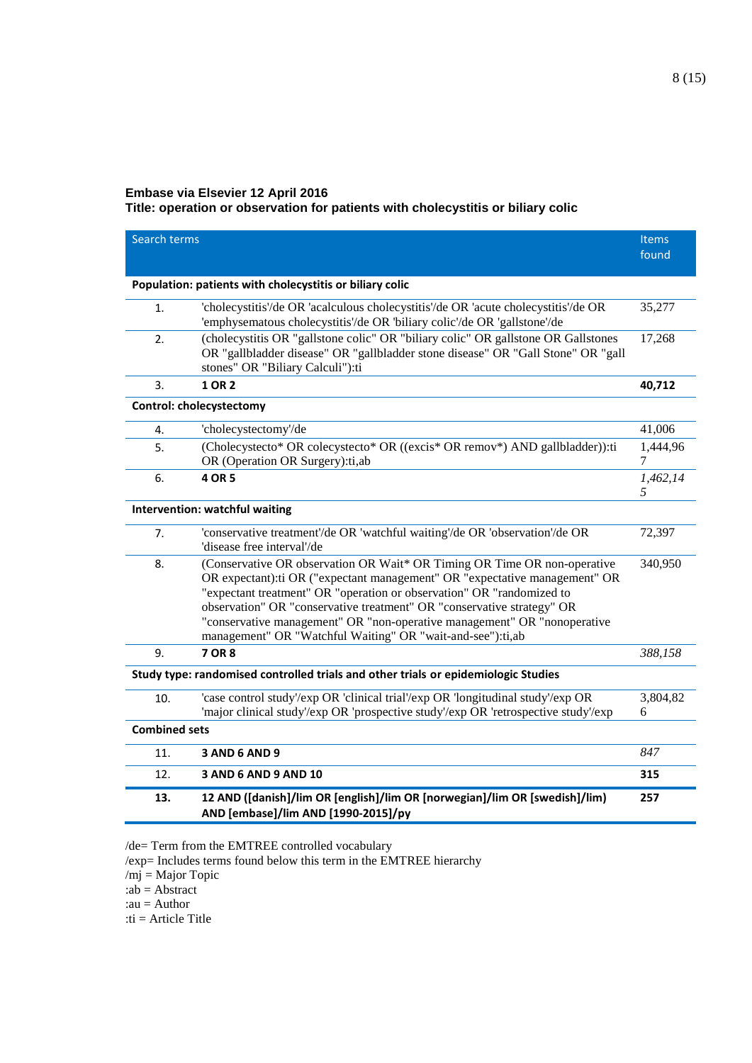**Embase via Elsevier 12 April 2016**
**Title: operation or observation for patients with cholecystitis or biliary colic**

| Search terms | | Items found |
|---|---|---|
| **Population: patients with cholecystitis or biliary colic** | | |
| 1. | 'cholecystitis'/de OR 'acalculous cholecystitis'/de OR 'acute cholecystitis'/de OR 'emphysematous cholecystitis'/de OR 'biliary colic'/de OR 'gallstone'/de | 35,277 |
| 2. | (cholecystitis OR "gallstone colic" OR "biliary colic" OR gallstone OR Gallstones OR "gallbladder disease" OR "gallbladder stone disease" OR "Gall Stone" OR "gall stones" OR "Biliary Calculi"):ti | 17,268 |
| 3. | **1 OR 2** | **40,712** |
| **Control: cholecystectomy** | | |
| 4. | 'cholecystectomy'/de | 41,006 |
| 5. | (Cholecystecto* OR colecystecto* OR ((excis* OR remov*) AND gallbladder)):ti OR (Operation OR Surgery):ti,ab | 1,444,967 |
| 6. | **4 OR 5** | *1,462,145* |
| **Intervention: watchful waiting** | | |
| 7. | 'conservative treatment'/de OR 'watchful waiting'/de OR 'observation'/de OR 'disease free interval'/de | 72,397 |
| 8. | (Conservative OR observation OR Wait* OR Timing OR Time OR non-operative OR expectant):ti OR ("expectant management" OR "expectative management" OR "expectant treatment" OR "operation or observation" OR "randomized to observation" OR "conservative treatment" OR "conservative strategy" OR "conservative management" OR "non-operative management" OR "nonoperative management" OR "Watchful Waiting" OR "wait-and-see"):ti,ab | 340,950 |
| 9. | **7 OR 8** | *388,158* |
| **Study type: randomised controlled trials and other trials or epidemiologic Studies** | | |
| 10. | 'case control study'/exp OR 'clinical trial'/exp OR 'longitudinal study'/exp OR 'major clinical study'/exp OR 'prospective study'/exp OR 'retrospective study'/exp | 3,804,826 |
| **Combined sets** | | |
| 11. | **3 AND 6 AND 9** | *847* |
| 12. | **3 AND 6 AND 9 AND 10** | **315** |
| **13.** | **12 AND ([danish]/lim OR [english]/lim OR [norwegian]/lim OR [swedish]/lim) AND [embase]/lim AND [1990-2015]/py** | **257** |

/de= Term from the EMTREE controlled vocabulary
/exp= Includes terms found below this term in the EMTREE hierarchy
/mj = Major Topic
:ab = Abstract
:au = Author
:ti = Article Title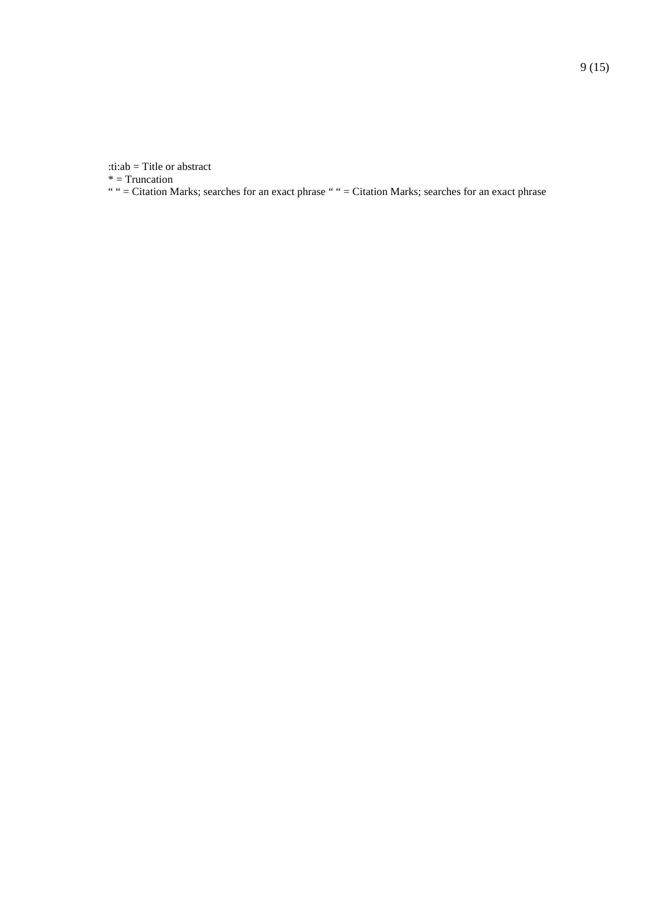:ti:ab = Title or abstract

* = Truncation

“ “ = Citation Marks; searches for an exact phrase “ “ = Citation Marks; searches for an exact phrase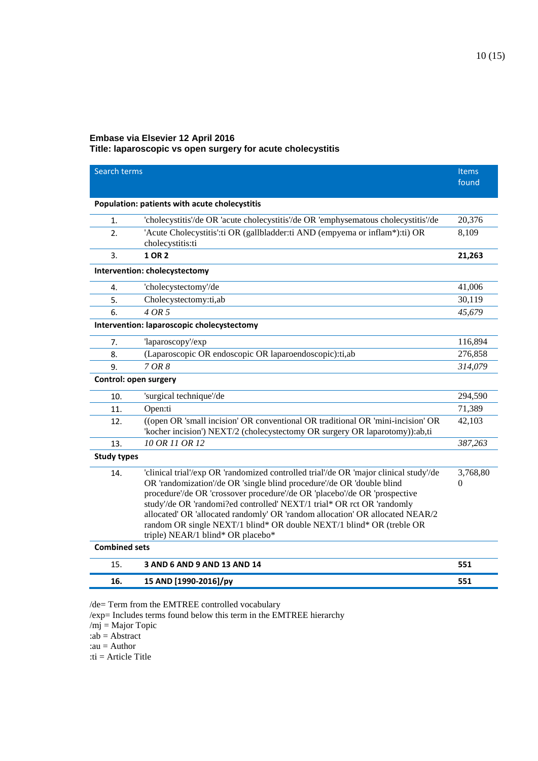**Embase via Elsevier 12 April 2016**
**Title: laparoscopic vs open surgery for acute cholecystitis**

| Search terms | | Items found |
|---|---|---|
| **Population: patients with acute cholecystitis** | | |
| 1. | 'cholecystitis'/de OR 'acute cholecystitis'/de OR 'emphysematous cholecystitis'/de | 20,376 |
| 2. | 'Acute Cholecystitis':ti OR (gallbladder:ti AND (empyema or inflam*):ti) OR cholecystitis:ti | 8,109 |
| 3. | **1 OR 2** | **21,263** |
| **Intervention: cholecystectomy** | | |
| 4. | 'cholecystectomy'/de | 41,006 |
| 5. | Cholecystectomy:ti,ab | 30,119 |
| 6. | *4 OR 5* | *45,679* |
| **Intervention: laparoscopic cholecystectomy** | | |
| 7. | 'laparoscopy'/exp | 116,894 |
| 8. | (Laparoscopic OR endoscopic OR laparoendoscopic):ti,ab | 276,858 |
| 9. | *7 OR 8* | *314,079* |
| **Control: open surgery** | | |
| 10. | 'surgical technique'/de | 294,590 |
| 11. | Open:ti | 71,389 |
| 12. | ((open OR 'small incision' OR conventional OR traditional OR 'mini-incision' OR 'kocher incision') NEXT/2 (cholecystectomy OR surgery OR laparotomy)):ab,ti | 42,103 |
| 13. | *10 OR 11 OR 12* | *387,263* |
| **Study types** | | |
| 14. | 'clinical trial'/exp OR 'randomized controlled trial'/de OR 'major clinical study'/de OR 'randomization'/de OR 'single blind procedure'/de OR 'double blind procedure'/de OR 'crossover procedure'/de OR 'placebo'/de OR 'prospective study'/de OR 'randomi?ed controlled' NEXT/1 trial* OR rct OR 'randomly allocated' OR 'allocated randomly' OR 'random allocation' OR allocated NEAR/2 random OR single NEXT/1 blind* OR double NEXT/1 blind* OR (treble OR triple) NEAR/1 blind* OR placebo* | 3,768,800 |
| **Combined sets** | | |
| 15. | **3 AND 6 AND 9 AND 13 AND 14** | **551** |
| **16.** | **15 AND [1990-2016]/py** | **551** |

/de= Term from the EMTREE controlled vocabulary
/exp= Includes terms found below this term in the EMTREE hierarchy
/mj = Major Topic
:ab = Abstract
:au = Author
:ti = Article Title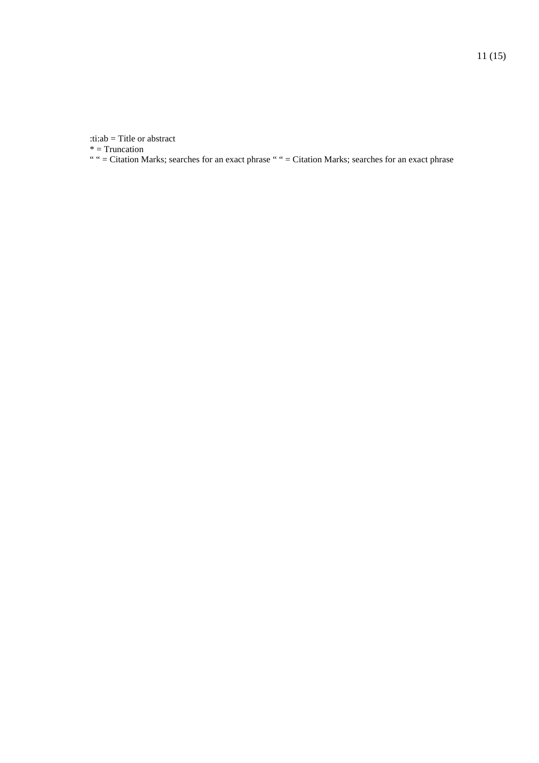:ti:ab = Title or abstract
* = Truncation
" " = Citation Marks; searches for an exact phrase " " = Citation Marks; searches for an exact phrase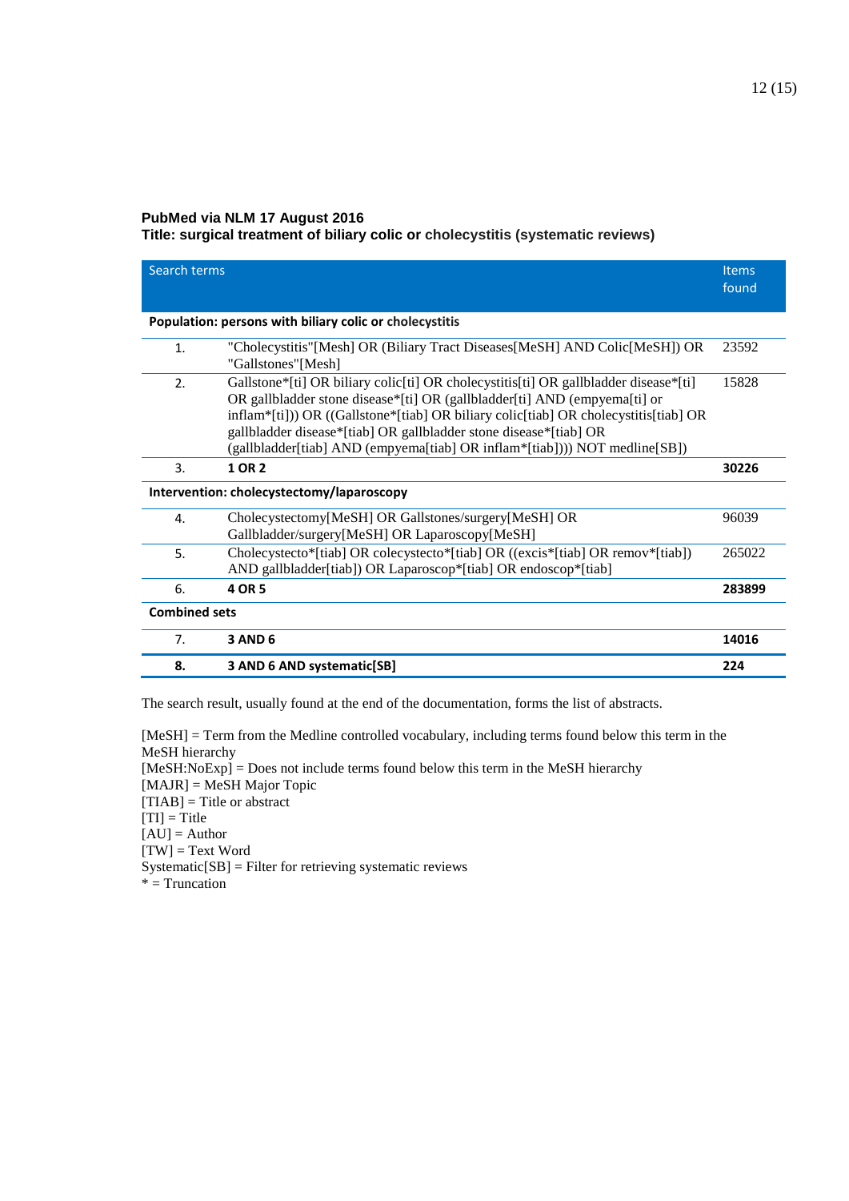**PubMed via NLM 17 August 2016**
**Title: surgical treatment of biliary colic or cholecystitis (systematic reviews)**

| | Search terms | Items found |
|---|---|---|
| **Population: persons with biliary colic or cholecystitis** | | |
| 1. | "Cholecystitis"[Mesh] OR (Biliary Tract Diseases[MeSH] AND Colic[MeSH]) OR "Gallstones"[Mesh] | 23592 |
| 2. | Gallstone*[ti] OR biliary colic[ti] OR cholecystitis[ti] OR gallbladder disease*[ti] OR gallbladder stone disease*[ti] OR (gallbladder[ti] AND (empyema[ti] or inflam*[ti])) OR ((Gallstone*[tiab] OR biliary colic[tiab] OR cholecystitis[tiab] OR gallbladder disease*[tiab] OR gallbladder stone disease*[tiab] OR (gallbladder[tiab] AND (empyema[tiab] OR inflam*[tiab]))) NOT medline[SB]) | 15828 |
| 3. | **1 OR 2** | **30226** |
| **Intervention: cholecystectomy/laparoscopy** | | |
| 4. | Cholecystectomy[MeSH] OR Gallstones/surgery[MeSH] OR Gallbladder/surgery[MeSH] OR Laparoscopy[MeSH] | 96039 |
| 5. | Cholecystecto*[tiab] OR colecystecto*[tiab] OR ((excis*[tiab] OR remov*[tiab]) AND gallbladder[tiab]) OR Laparoscop*[tiab] OR endoscop*[tiab] | 265022 |
| 6. | **4 OR 5** | **283899** |
| **Combined sets** | | |
| 7. | **3 AND 6** | **14016** |
| **8.** | **3 AND 6 AND systematic[SB]** | **224** |

The search result, usually found at the end of the documentation, forms the list of abstracts.

[MeSH] = Term from the Medline controlled vocabulary, including terms found below this term in the MeSH hierarchy
[MeSH:NoExp] = Does not include terms found below this term in the MeSH hierarchy
[MAJR] = MeSH Major Topic
[TIAB] = Title or abstract
[TI] = Title
[AU] = Author
[TW] = Text Word
Systematic[SB] = Filter for retrieving systematic reviews
* = Truncation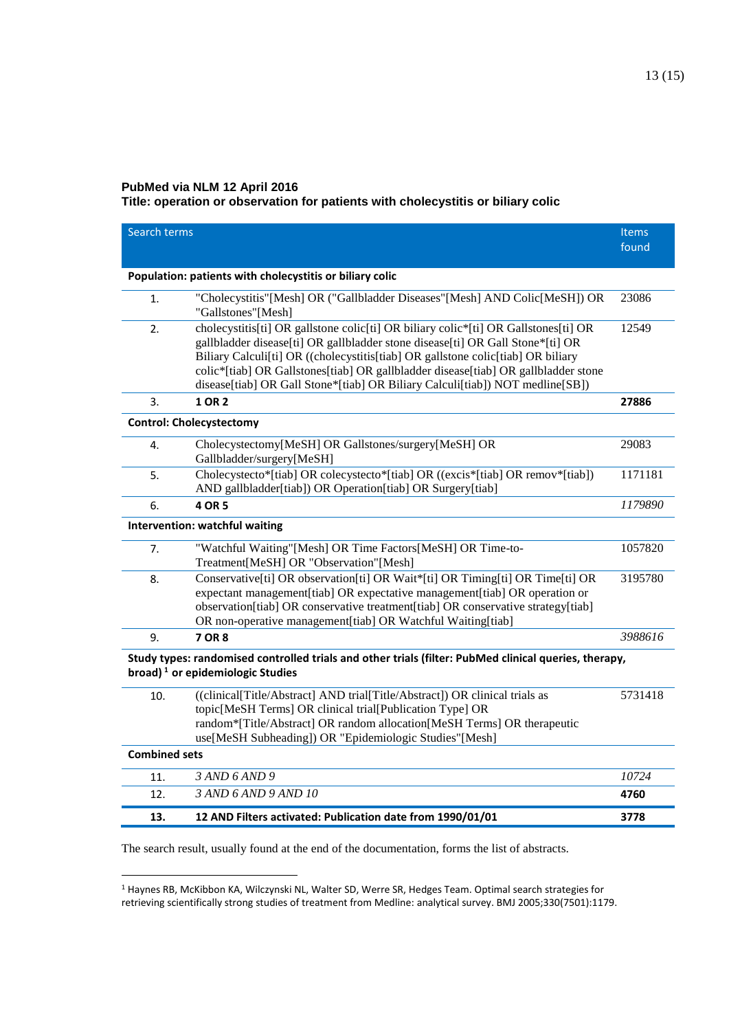**PubMed via NLM 12 April 2016**
**Title: operation or observation for patients with cholecystitis or biliary colic**

| | Search terms | Items found |
|---|---|---|
| **Population: patients with cholecystitis or biliary colic** | | |
| 1. | "Cholecystitis"[Mesh] OR ("Gallbladder Diseases"[Mesh] AND Colic[MeSH]) OR "Gallstones"[Mesh] | 23086 |
| 2. | cholecystitis[ti] OR gallstone colic[ti] OR biliary colic*[ti] OR Gallstones[ti] OR gallbladder disease[ti] OR gallbladder stone disease[ti] OR Gall Stone*[ti] OR Biliary Calculi[ti] OR ((cholecystitis[tiab] OR gallstone colic[tiab] OR biliary colic*[tiab] OR Gallstones[tiab] OR gallbladder disease[tiab] OR gallbladder stone disease[tiab] OR Gall Stone*[tiab] OR Biliary Calculi[tiab]) NOT medline[SB]) | 12549 |
| 3. | **1 OR 2** | **27886** |
| **Control: Cholecystectomy** | | |
| 4. | Cholecystectomy[MeSH] OR Gallstones/surgery[MeSH] OR Gallbladder/surgery[MeSH] | 29083 |
| 5. | Cholecystecto*[tiab] OR colecystecto*[tiab] OR ((excis*[tiab] OR remov*[tiab]) AND gallbladder[tiab]) OR Operation[tiab] OR Surgery[tiab] | 1171181 |
| 6. | **4 OR 5** | *1179890* |
| **Intervention: watchful waiting** | | |
| 7. | "Watchful Waiting"[Mesh] OR Time Factors[MeSH] OR Time-to-Treatment[MeSH] OR "Observation"[Mesh] | 1057820 |
| 8. | Conservative[ti] OR observation[ti] OR Wait*[ti] OR Timing[ti] OR Time[ti] OR expectant management[tiab] OR expectative management[tiab] OR operation or observation[tiab] OR conservative treatment[tiab] OR conservative strategy[tiab] OR non-operative management[tiab] OR Watchful Waiting[tiab] | 3195780 |
| 9. | **7 OR 8** | *3988616* |
| **Study types: randomised controlled trials and other trials (filter: PubMed clinical queries, therapy, broad)** [1] **or epidemiologic Studies** | | |
| 10. | ((clinical[Title/Abstract] AND trial[Title/Abstract]) OR clinical trials as topic[MeSH Terms] OR clinical trial[Publication Type] OR random*[Title/Abstract] OR random allocation[MeSH Terms] OR therapeutic use[MeSH Subheading]) OR "Epidemiologic Studies"[Mesh] | 5731418 |
| **Combined sets** | | |
| 11. | *3 AND 6 AND 9* | *10724* |
| 12. | *3 AND 6 AND 9 AND 10* | **4760** |
| **13.** | **12 AND Filters activated: Publication date from 1990/01/01** | **3778** |

The search result, usually found at the end of the documentation, forms the list of abstracts.

[1] Haynes RB, McKibbon KA, Wilczynski NL, Walter SD, Werre SR, Hedges Team. Optimal search strategies for retrieving scientifically strong studies of treatment from Medline: analytical survey. BMJ 2005;330(7501):1179.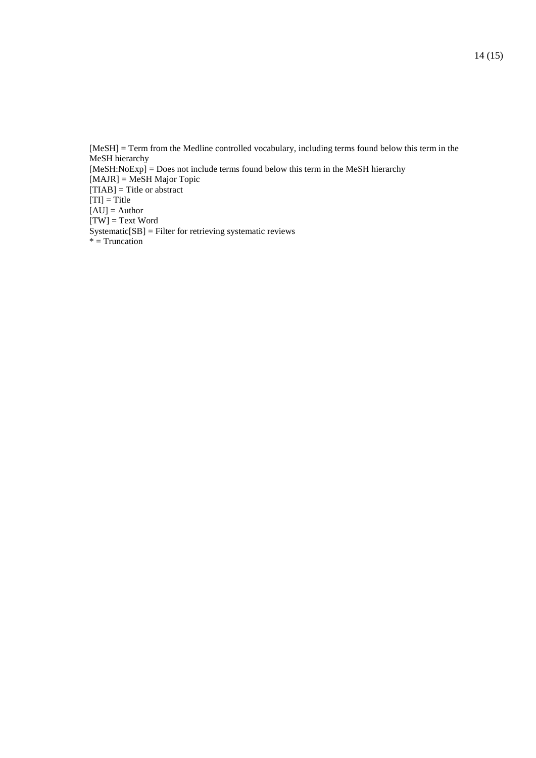[MeSH] = Term from the Medline controlled vocabulary, including terms found below this term in the MeSH hierarchy
[MeSH:NoExp] = Does not include terms found below this term in the MeSH hierarchy
[MAJR] = MeSH Major Topic
[TIAB] = Title or abstract
[TI] = Title
[AU] = Author
[TW] = Text Word
Systematic[SB] = Filter for retrieving systematic reviews
* = Truncation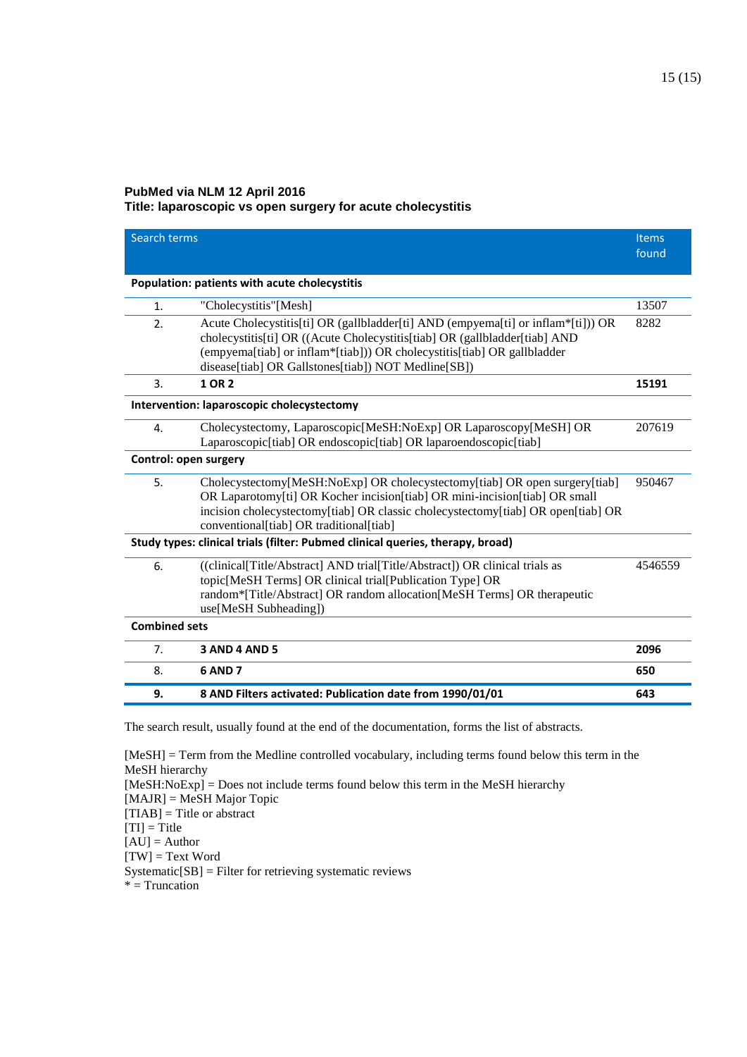**PubMed via NLM 12 April 2016**
**Title: laparoscopic vs open surgery for acute cholecystitis**

| Search terms | | Items found |
|---|---|---|
| **Population: patients with acute cholecystitis** | | |
| 1. | "Cholecystitis"[Mesh] | 13507 |
| 2. | Acute Cholecystitis[ti] OR (gallbladder[ti] AND (empyema[ti] or inflam*[ti])) OR cholecystitis[ti] OR ((Acute Cholecystitis[tiab] OR (gallbladder[tiab] AND (empyema[tiab] or inflam*[tiab])) OR cholecystitis[tiab] OR gallbladder disease[tiab] OR Gallstones[tiab]) NOT Medline[SB]) | 8282 |
| 3. | **1 OR 2** | **15191** |
| **Intervention: laparoscopic cholecystectomy** | | |
| 4. | Cholecystectomy, Laparoscopic[MeSH:NoExp] OR Laparoscopy[MeSH] OR Laparoscopic[tiab] OR endoscopic[tiab] OR laparoendoscopic[tiab] | 207619 |
| **Control: open surgery** | | |
| 5. | Cholecystectomy[MeSH:NoExp] OR cholecystectomy[tiab] OR open surgery[tiab] OR Laparotomy[ti] OR Kocher incision[tiab] OR mini-incision[tiab] OR small incision cholecystectomy[tiab] OR classic cholecystectomy[tiab] OR open[tiab] OR conventional[tiab] OR traditional[tiab] | 950467 |
| **Study types: clinical trials (filter: Pubmed clinical queries, therapy, broad)** | | |
| 6. | ((clinical[Title/Abstract] AND trial[Title/Abstract]) OR clinical trials as topic[MeSH Terms] OR clinical trial[Publication Type] OR random*[Title/Abstract] OR random allocation[MeSH Terms] OR therapeutic use[MeSH Subheading]) | 4546559 |
| **Combined sets** | | |
| 7. | **3 AND 4 AND 5** | **2096** |
| 8. | **6 AND 7** | **650** |
| **9.** | **8 AND Filters activated: Publication date from 1990/01/01** | **643** |

The search result, usually found at the end of the documentation, forms the list of abstracts.

[MeSH] = Term from the Medline controlled vocabulary, including terms found below this term in the MeSH hierarchy
[MeSH:NoExp] = Does not include terms found below this term in the MeSH hierarchy
[MAJR] = MeSH Major Topic
[TIAB] = Title or abstract
[TI] = Title
[AU] = Author
[TW] = Text Word
Systematic[SB] = Filter for retrieving systematic reviews
* = Truncation